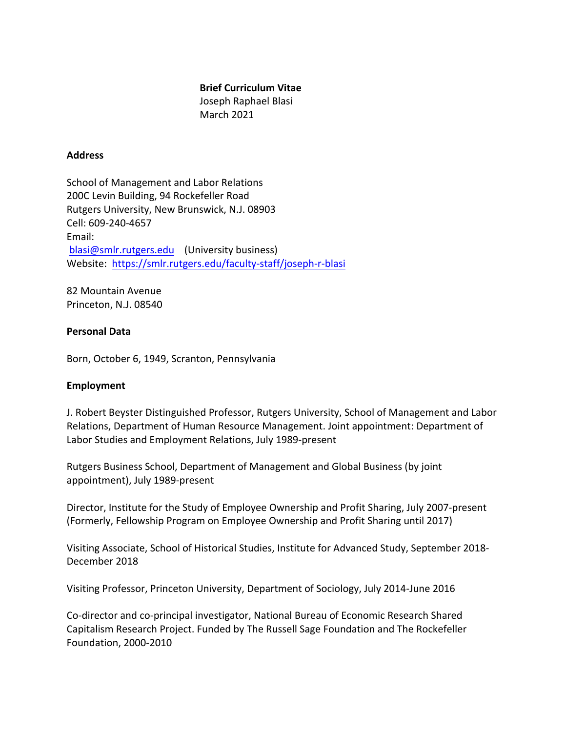**Brief Curriculum Vitae**
Joseph Raphael Blasi
March 2021

**Address**

School of Management and Labor Relations
200C Levin Building, 94 Rockefeller Road
Rutgers University, New Brunswick, N.J. 08903
Cell: 609-240-4657
Email:
blasi@smlr.rutgers.edu (University business)
Website: https://smlr.rutgers.edu/faculty-staff/joseph-r-blasi

82 Mountain Avenue
Princeton, N.J. 08540

**Personal Data**

Born, October 6, 1949, Scranton, Pennsylvania

**Employment**

J. Robert Beyster Distinguished Professor, Rutgers University, School of Management and Labor Relations, Department of Human Resource Management. Joint appointment: Department of Labor Studies and Employment Relations, July 1989-present

Rutgers Business School, Department of Management and Global Business (by joint appointment), July 1989-present

Director, Institute for the Study of Employee Ownership and Profit Sharing, July 2007-present (Formerly, Fellowship Program on Employee Ownership and Profit Sharing until 2017)

Visiting Associate, School of Historical Studies, Institute for Advanced Study, September 2018-December 2018

Visiting Professor, Princeton University, Department of Sociology, July 2014-June 2016

Co-director and co-principal investigator, National Bureau of Economic Research Shared Capitalism Research Project. Funded by The Russell Sage Foundation and The Rockefeller Foundation, 2000-2010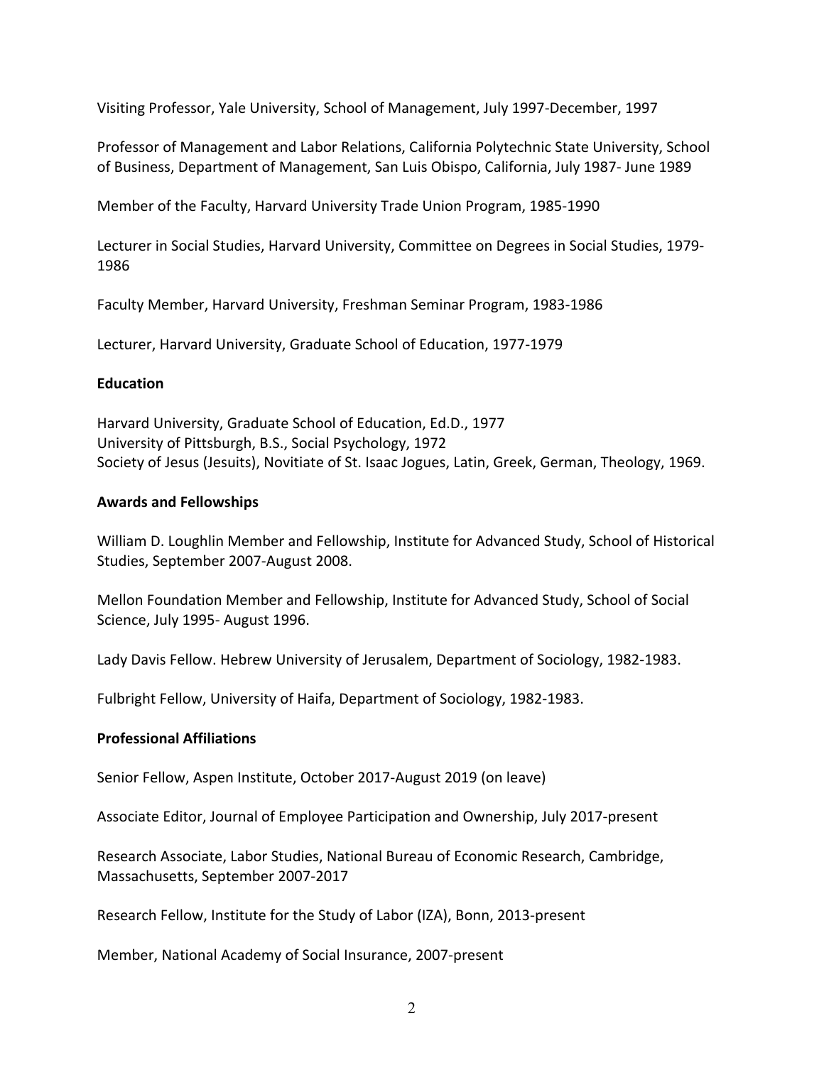Visiting Professor, Yale University, School of Management, July 1997-December, 1997

Professor of Management and Labor Relations, California Polytechnic State University, School of Business, Department of Management, San Luis Obispo, California, July 1987- June 1989

Member of the Faculty, Harvard University Trade Union Program, 1985-1990

Lecturer in Social Studies, Harvard University, Committee on Degrees in Social Studies, 1979-1986

Faculty Member, Harvard University, Freshman Seminar Program, 1983-1986

Lecturer, Harvard University, Graduate School of Education, 1977-1979

## Education

Harvard University, Graduate School of Education, Ed.D., 1977
University of Pittsburgh, B.S., Social Psychology, 1972
Society of Jesus (Jesuits), Novitiate of St. Isaac Jogues, Latin, Greek, German, Theology, 1969.

## Awards and Fellowships

William D. Loughlin Member and Fellowship, Institute for Advanced Study, School of Historical Studies, September 2007-August 2008.

Mellon Foundation Member and Fellowship, Institute for Advanced Study, School of Social Science, July 1995- August 1996.

Lady Davis Fellow. Hebrew University of Jerusalem, Department of Sociology, 1982-1983.

Fulbright Fellow, University of Haifa, Department of Sociology, 1982-1983.

## Professional Affiliations

Senior Fellow, Aspen Institute, October 2017-August 2019 (on leave)

Associate Editor, Journal of Employee Participation and Ownership, July 2017-present

Research Associate, Labor Studies, National Bureau of Economic Research, Cambridge, Massachusetts, September 2007-2017

Research Fellow, Institute for the Study of Labor (IZA), Bonn, 2013-present

Member, National Academy of Social Insurance, 2007-present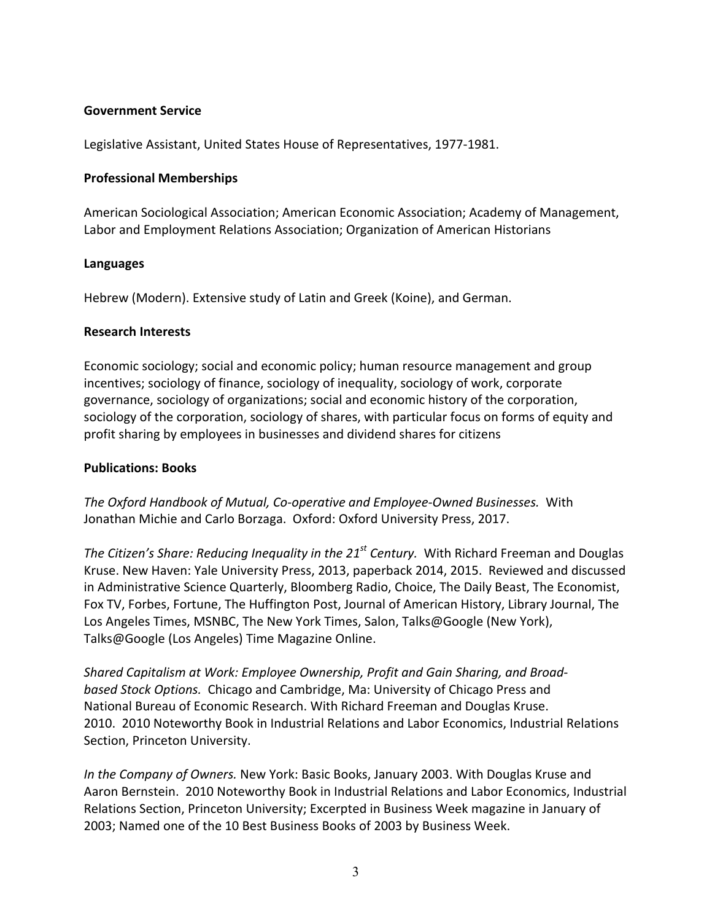**Government Service**

Legislative Assistant, United States House of Representatives, 1977-1981.

**Professional Memberships**

American Sociological Association; American Economic Association; Academy of Management, Labor and Employment Relations Association; Organization of American Historians

**Languages**

Hebrew (Modern). Extensive study of Latin and Greek (Koine), and German.

**Research Interests**

Economic sociology; social and economic policy; human resource management and group incentives; sociology of finance, sociology of inequality, sociology of work, corporate governance, sociology of organizations; social and economic history of the corporation, sociology of the corporation, sociology of shares, with particular focus on forms of equity and profit sharing by employees in businesses and dividend shares for citizens

**Publications: Books**

*The Oxford Handbook of Mutual, Co-operative and Employee-Owned Businesses.* With Jonathan Michie and Carlo Borzaga. Oxford: Oxford University Press, 2017.

*The Citizen's Share: Reducing Inequality in the 21st Century.* With Richard Freeman and Douglas Kruse. New Haven: Yale University Press, 2013, paperback 2014, 2015. Reviewed and discussed in Administrative Science Quarterly, Bloomberg Radio, Choice, The Daily Beast, The Economist, Fox TV, Forbes, Fortune, The Huffington Post, Journal of American History, Library Journal, The Los Angeles Times, MSNBC, The New York Times, Salon, Talks@Google (New York), Talks@Google (Los Angeles) Time Magazine Online.

*Shared Capitalism at Work: Employee Ownership, Profit and Gain Sharing, and Broad-based Stock Options.* Chicago and Cambridge, Ma: University of Chicago Press and National Bureau of Economic Research. With Richard Freeman and Douglas Kruse. 2010. 2010 Noteworthy Book in Industrial Relations and Labor Economics, Industrial Relations Section, Princeton University.

*In the Company of Owners.* New York: Basic Books, January 2003. With Douglas Kruse and Aaron Bernstein. 2010 Noteworthy Book in Industrial Relations and Labor Economics, Industrial Relations Section, Princeton University; Excerpted in Business Week magazine in January of 2003; Named one of the 10 Best Business Books of 2003 by Business Week.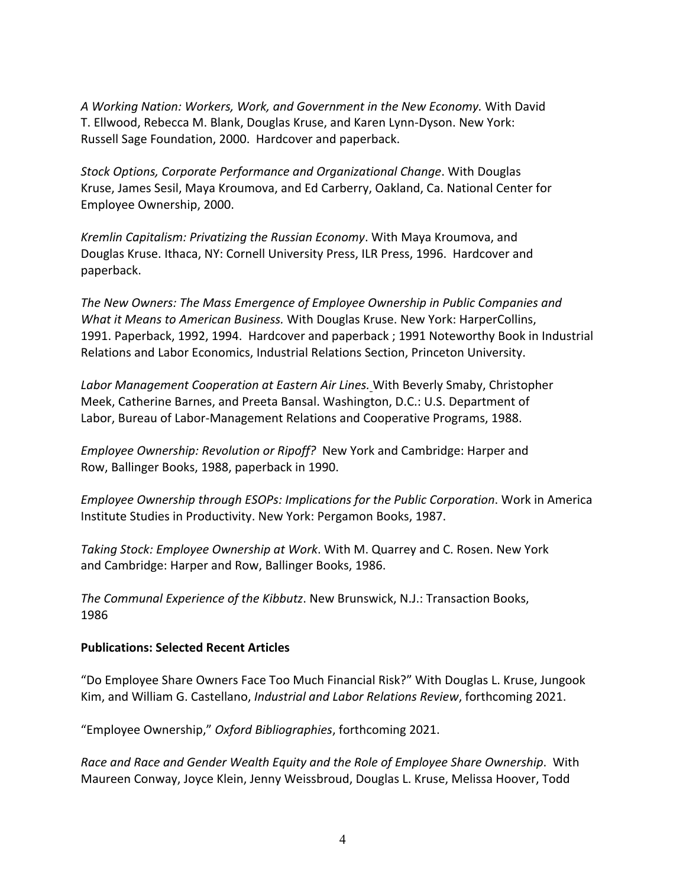*A Working Nation: Workers, Work, and Government in the New Economy.* With David T. Ellwood, Rebecca M. Blank, Douglas Kruse, and Karen Lynn-Dyson. New York: Russell Sage Foundation, 2000. Hardcover and paperback.

*Stock Options, Corporate Performance and Organizational Change*. With Douglas Kruse, James Sesil, Maya Kroumova, and Ed Carberry, Oakland, Ca. National Center for Employee Ownership, 2000.

*Kremlin Capitalism: Privatizing the Russian Economy*. With Maya Kroumova, and Douglas Kruse. Ithaca, NY: Cornell University Press, ILR Press, 1996. Hardcover and paperback.

*The New Owners: The Mass Emergence of Employee Ownership in Public Companies and What it Means to American Business.* With Douglas Kruse. New York: HarperCollins, 1991. Paperback, 1992, 1994. Hardcover and paperback ; 1991 Noteworthy Book in Industrial Relations and Labor Economics, Industrial Relations Section, Princeton University.

*Labor Management Cooperation at Eastern Air Lines.* With Beverly Smaby, Christopher Meek, Catherine Barnes, and Preeta Bansal. Washington, D.C.: U.S. Department of Labor, Bureau of Labor-Management Relations and Cooperative Programs, 1988.

*Employee Ownership: Revolution or Ripoff?* New York and Cambridge: Harper and Row, Ballinger Books, 1988, paperback in 1990.

*Employee Ownership through ESOPs: Implications for the Public Corporation*. Work in America Institute Studies in Productivity. New York: Pergamon Books, 1987.

*Taking Stock: Employee Ownership at Work*. With M. Quarrey and C. Rosen. New York and Cambridge: Harper and Row, Ballinger Books, 1986.

*The Communal Experience of the Kibbutz*. New Brunswick, N.J.: Transaction Books, 1986

**Publications: Selected Recent Articles**

"Do Employee Share Owners Face Too Much Financial Risk?" With Douglas L. Kruse, Jungook Kim, and William G. Castellano, *Industrial and Labor Relations Review*, forthcoming 2021.

"Employee Ownership," *Oxford Bibliographies*, forthcoming 2021.

*Race and Race and Gender Wealth Equity and the Role of Employee Share Ownership*. With Maureen Conway, Joyce Klein, Jenny Weissbroud, Douglas L. Kruse, Melissa Hoover, Todd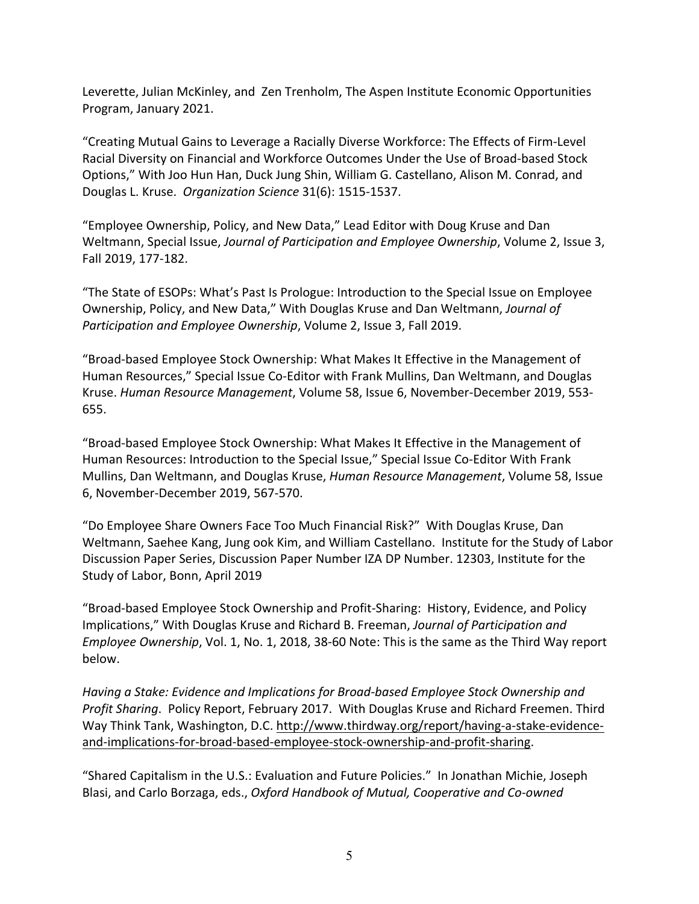Leverette, Julian McKinley, and Zen Trenholm, The Aspen Institute Economic Opportunities Program, January 2021.

"Creating Mutual Gains to Leverage a Racially Diverse Workforce: The Effects of Firm-Level Racial Diversity on Financial and Workforce Outcomes Under the Use of Broad-based Stock Options," With Joo Hun Han, Duck Jung Shin, William G. Castellano, Alison M. Conrad, and Douglas L. Kruse. *Organization Science* 31(6): 1515-1537.

"Employee Ownership, Policy, and New Data," Lead Editor with Doug Kruse and Dan Weltmann, Special Issue, *Journal of Participation and Employee Ownership*, Volume 2, Issue 3, Fall 2019, 177-182.

"The State of ESOPs: What's Past Is Prologue: Introduction to the Special Issue on Employee Ownership, Policy, and New Data," With Douglas Kruse and Dan Weltmann, *Journal of Participation and Employee Ownership*, Volume 2, Issue 3, Fall 2019.

"Broad-based Employee Stock Ownership: What Makes It Effective in the Management of Human Resources," Special Issue Co-Editor with Frank Mullins, Dan Weltmann, and Douglas Kruse. *Human Resource Management*, Volume 58, Issue 6, November-December 2019, 553-655.

"Broad-based Employee Stock Ownership: What Makes It Effective in the Management of Human Resources: Introduction to the Special Issue," Special Issue Co-Editor With Frank Mullins, Dan Weltmann, and Douglas Kruse, *Human Resource Management*, Volume 58, Issue 6, November-December 2019, 567-570.

"Do Employee Share Owners Face Too Much Financial Risk?" With Douglas Kruse, Dan Weltmann, Saehee Kang, Jung ook Kim, and William Castellano. Institute for the Study of Labor Discussion Paper Series, Discussion Paper Number IZA DP Number. 12303, Institute for the Study of Labor, Bonn, April 2019

"Broad-based Employee Stock Ownership and Profit-Sharing: History, Evidence, and Policy Implications," With Douglas Kruse and Richard B. Freeman, *Journal of Participation and Employee Ownership*, Vol. 1, No. 1, 2018, 38-60 Note: This is the same as the Third Way report below.

*Having a Stake: Evidence and Implications for Broad-based Employee Stock Ownership and Profit Sharing*. Policy Report, February 2017. With Douglas Kruse and Richard Freemen. Third Way Think Tank, Washington, D.C. http://www.thirdway.org/report/having-a-stake-evidence-and-implications-for-broad-based-employee-stock-ownership-and-profit-sharing.

"Shared Capitalism in the U.S.: Evaluation and Future Policies." In Jonathan Michie, Joseph Blasi, and Carlo Borzaga, eds., *Oxford Handbook of Mutual, Cooperative and Co-owned*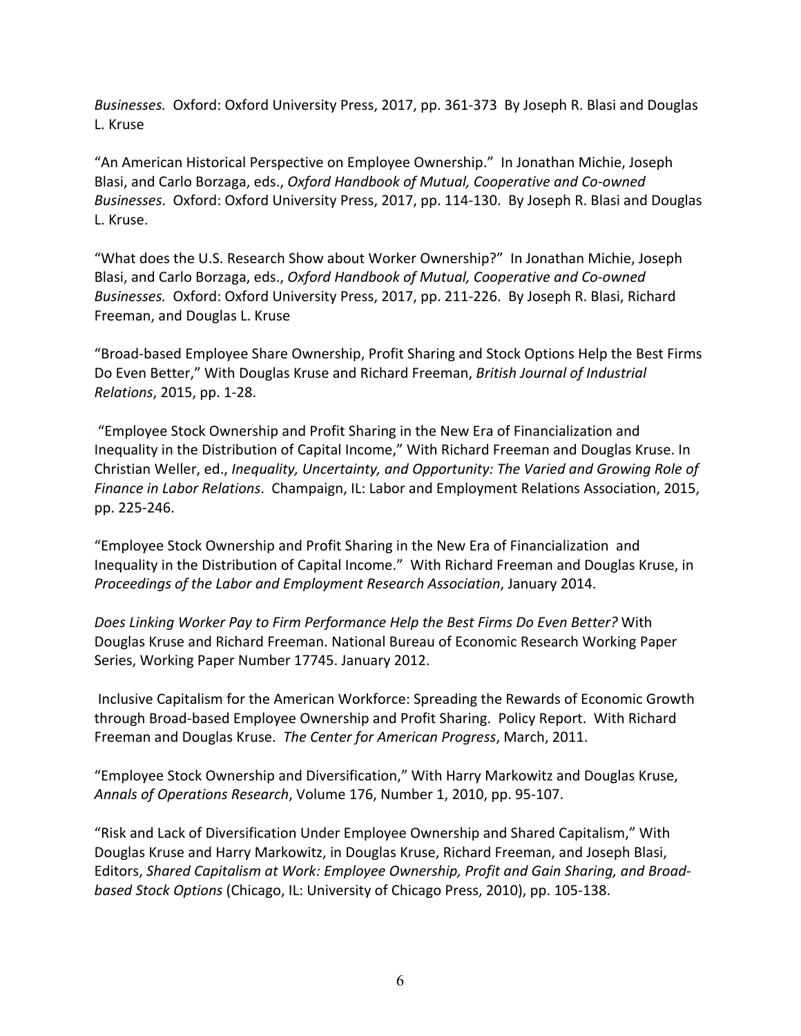*Businesses.* Oxford: Oxford University Press, 2017, pp. 361-373 By Joseph R. Blasi and Douglas L. Kruse

"An American Historical Perspective on Employee Ownership." In Jonathan Michie, Joseph Blasi, and Carlo Borzaga, eds., *Oxford Handbook of Mutual, Cooperative and Co-owned Businesses*. Oxford: Oxford University Press, 2017, pp. 114-130. By Joseph R. Blasi and Douglas L. Kruse.

"What does the U.S. Research Show about Worker Ownership?" In Jonathan Michie, Joseph Blasi, and Carlo Borzaga, eds., *Oxford Handbook of Mutual, Cooperative and Co-owned Businesses.* Oxford: Oxford University Press, 2017, pp. 211-226. By Joseph R. Blasi, Richard Freeman, and Douglas L. Kruse

"Broad-based Employee Share Ownership, Profit Sharing and Stock Options Help the Best Firms Do Even Better," With Douglas Kruse and Richard Freeman, *British Journal of Industrial Relations*, 2015, pp. 1-28.

"Employee Stock Ownership and Profit Sharing in the New Era of Financialization and Inequality in the Distribution of Capital Income," With Richard Freeman and Douglas Kruse. In Christian Weller, ed., *Inequality, Uncertainty, and Opportunity: The Varied and Growing Role of Finance in Labor Relations*. Champaign, IL: Labor and Employment Relations Association, 2015, pp. 225-246.

"Employee Stock Ownership and Profit Sharing in the New Era of Financialization and Inequality in the Distribution of Capital Income." With Richard Freeman and Douglas Kruse, in *Proceedings of the Labor and Employment Research Association*, January 2014.

*Does Linking Worker Pay to Firm Performance Help the Best Firms Do Even Better?* With Douglas Kruse and Richard Freeman. National Bureau of Economic Research Working Paper Series, Working Paper Number 17745. January 2012.

Inclusive Capitalism for the American Workforce: Spreading the Rewards of Economic Growth through Broad-based Employee Ownership and Profit Sharing. Policy Report. With Richard Freeman and Douglas Kruse. *The Center for American Progress*, March, 2011.

"Employee Stock Ownership and Diversification," With Harry Markowitz and Douglas Kruse, *Annals of Operations Research*, Volume 176, Number 1, 2010, pp. 95-107.

"Risk and Lack of Diversification Under Employee Ownership and Shared Capitalism," With Douglas Kruse and Harry Markowitz, in Douglas Kruse, Richard Freeman, and Joseph Blasi, Editors, *Shared Capitalism at Work: Employee Ownership, Profit and Gain Sharing, and Broad-based Stock Options* (Chicago, IL: University of Chicago Press, 2010), pp. 105-138.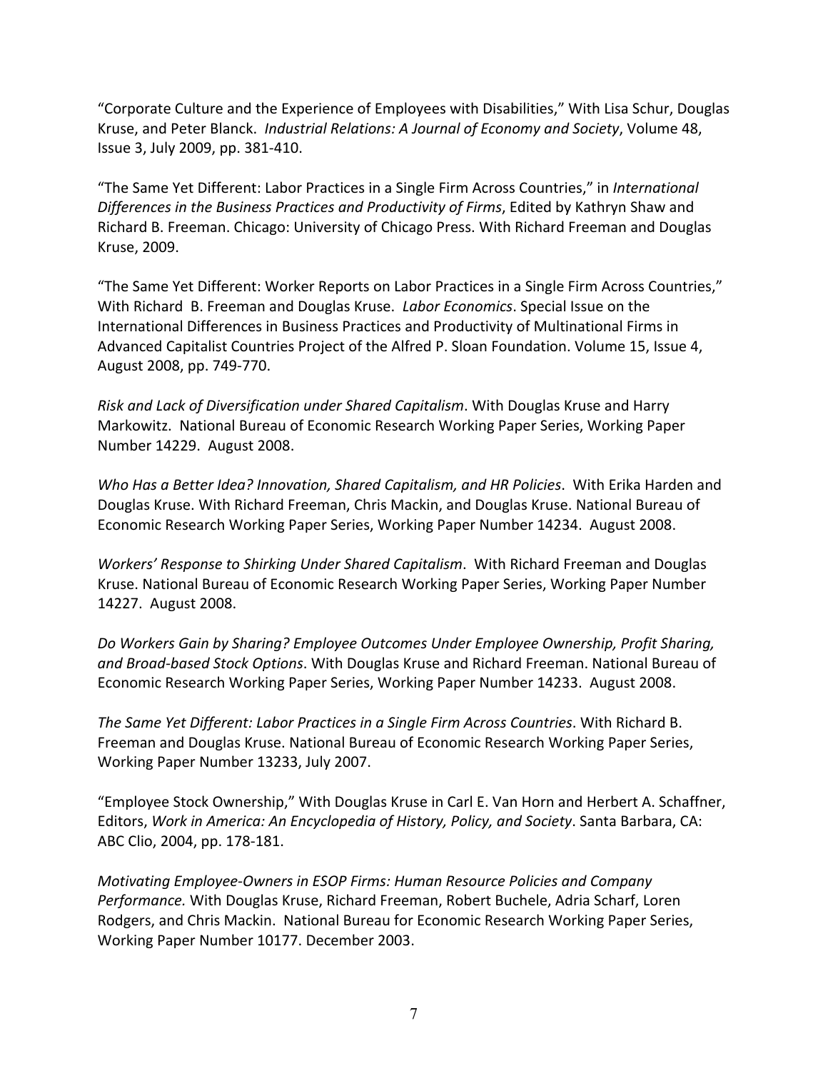"Corporate Culture and the Experience of Employees with Disabilities," With Lisa Schur, Douglas Kruse, and Peter Blanck. *Industrial Relations: A Journal of Economy and Society*, Volume 48, Issue 3, July 2009, pp. 381-410.

"The Same Yet Different: Labor Practices in a Single Firm Across Countries," in *International Differences in the Business Practices and Productivity of Firms*, Edited by Kathryn Shaw and Richard B. Freeman. Chicago: University of Chicago Press. With Richard Freeman and Douglas Kruse, 2009.

"The Same Yet Different: Worker Reports on Labor Practices in a Single Firm Across Countries," With Richard B. Freeman and Douglas Kruse. *Labor Economics*. Special Issue on the International Differences in Business Practices and Productivity of Multinational Firms in Advanced Capitalist Countries Project of the Alfred P. Sloan Foundation. Volume 15, Issue 4, August 2008, pp. 749-770.

*Risk and Lack of Diversification under Shared Capitalism*. With Douglas Kruse and Harry Markowitz. National Bureau of Economic Research Working Paper Series, Working Paper Number 14229. August 2008.

*Who Has a Better Idea? Innovation, Shared Capitalism, and HR Policies*. With Erika Harden and Douglas Kruse. With Richard Freeman, Chris Mackin, and Douglas Kruse. National Bureau of Economic Research Working Paper Series, Working Paper Number 14234. August 2008.

*Workers' Response to Shirking Under Shared Capitalism*. With Richard Freeman and Douglas Kruse. National Bureau of Economic Research Working Paper Series, Working Paper Number 14227. August 2008.

*Do Workers Gain by Sharing? Employee Outcomes Under Employee Ownership, Profit Sharing, and Broad-based Stock Options*. With Douglas Kruse and Richard Freeman. National Bureau of Economic Research Working Paper Series, Working Paper Number 14233. August 2008.

*The Same Yet Different: Labor Practices in a Single Firm Across Countries*. With Richard B. Freeman and Douglas Kruse. National Bureau of Economic Research Working Paper Series, Working Paper Number 13233, July 2007.

"Employee Stock Ownership," With Douglas Kruse in Carl E. Van Horn and Herbert A. Schaffner, Editors, *Work in America: An Encyclopedia of History, Policy, and Society*. Santa Barbara, CA: ABC Clio, 2004, pp. 178-181.

*Motivating Employee-Owners in ESOP Firms: Human Resource Policies and Company Performance.* With Douglas Kruse, Richard Freeman, Robert Buchele, Adria Scharf, Loren Rodgers, and Chris Mackin. National Bureau for Economic Research Working Paper Series, Working Paper Number 10177. December 2003.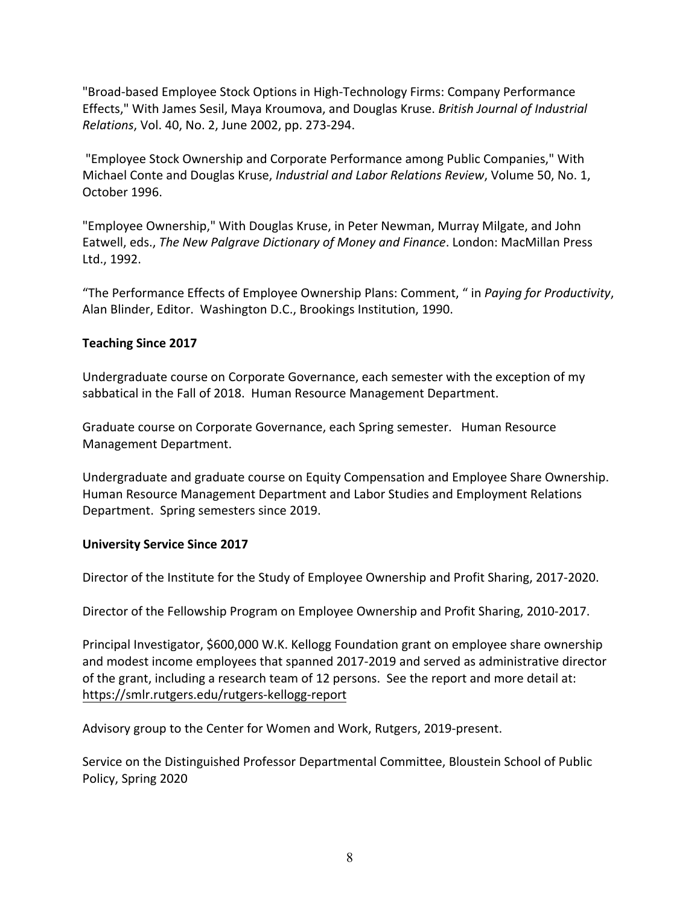"Broad-based Employee Stock Options in High-Technology Firms: Company Performance Effects," With James Sesil, Maya Kroumova, and Douglas Kruse. *British Journal of Industrial Relations*, Vol. 40, No. 2, June 2002, pp. 273-294.

"Employee Stock Ownership and Corporate Performance among Public Companies," With Michael Conte and Douglas Kruse, *Industrial and Labor Relations Review*, Volume 50, No. 1, October 1996.

"Employee Ownership," With Douglas Kruse, in Peter Newman, Murray Milgate, and John Eatwell, eds., *The New Palgrave Dictionary of Money and Finance*. London: MacMillan Press Ltd., 1992.

"The Performance Effects of Employee Ownership Plans: Comment, " in *Paying for Productivity*, Alan Blinder, Editor. Washington D.C., Brookings Institution, 1990.

**Teaching Since 2017**

Undergraduate course on Corporate Governance, each semester with the exception of my sabbatical in the Fall of 2018. Human Resource Management Department.

Graduate course on Corporate Governance, each Spring semester. Human Resource Management Department.

Undergraduate and graduate course on Equity Compensation and Employee Share Ownership. Human Resource Management Department and Labor Studies and Employment Relations Department. Spring semesters since 2019.

**University Service Since 2017**

Director of the Institute for the Study of Employee Ownership and Profit Sharing, 2017-2020.

Director of the Fellowship Program on Employee Ownership and Profit Sharing, 2010-2017.

Principal Investigator, $600,000 W.K. Kellogg Foundation grant on employee share ownership and modest income employees that spanned 2017-2019 and served as administrative director of the grant, including a research team of 12 persons. See the report and more detail at: https://smlr.rutgers.edu/rutgers-kellogg-report

Advisory group to the Center for Women and Work, Rutgers, 2019-present.

Service on the Distinguished Professor Departmental Committee, Bloustein School of Public Policy, Spring 2020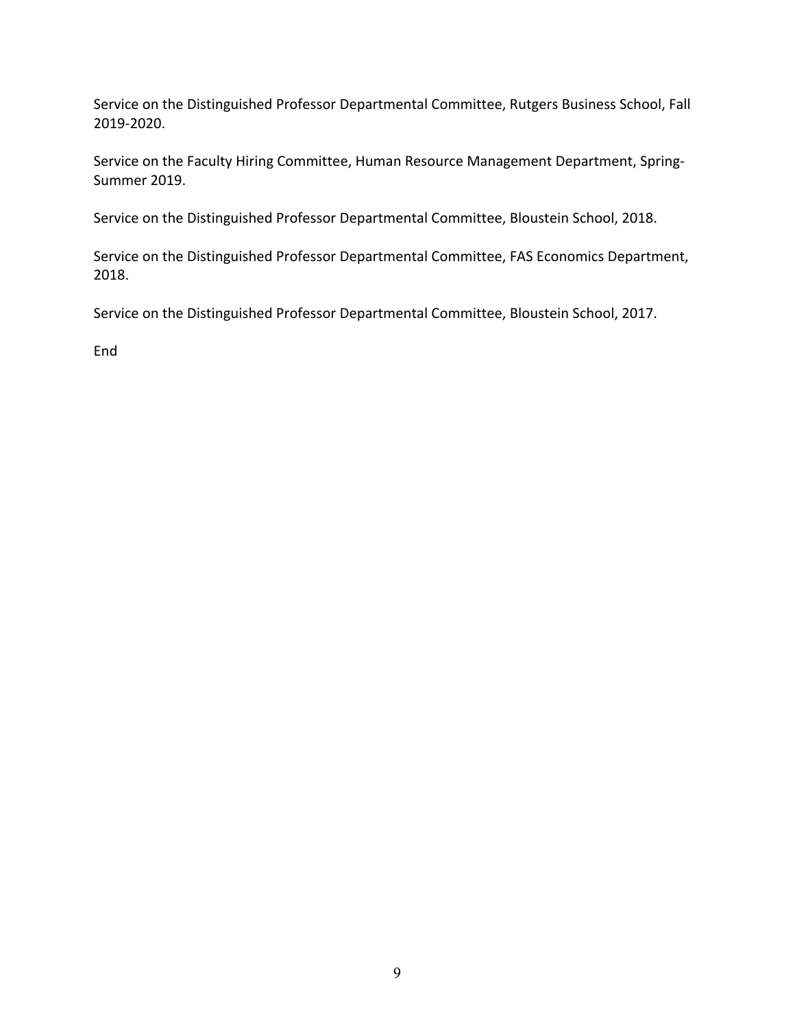Service on the Distinguished Professor Departmental Committee, Rutgers Business School, Fall 2019-2020.

Service on the Faculty Hiring Committee, Human Resource Management Department, Spring-Summer 2019.

Service on the Distinguished Professor Departmental Committee, Bloustein School, 2018.

Service on the Distinguished Professor Departmental Committee, FAS Economics Department, 2018.

Service on the Distinguished Professor Departmental Committee, Bloustein School, 2017.

End